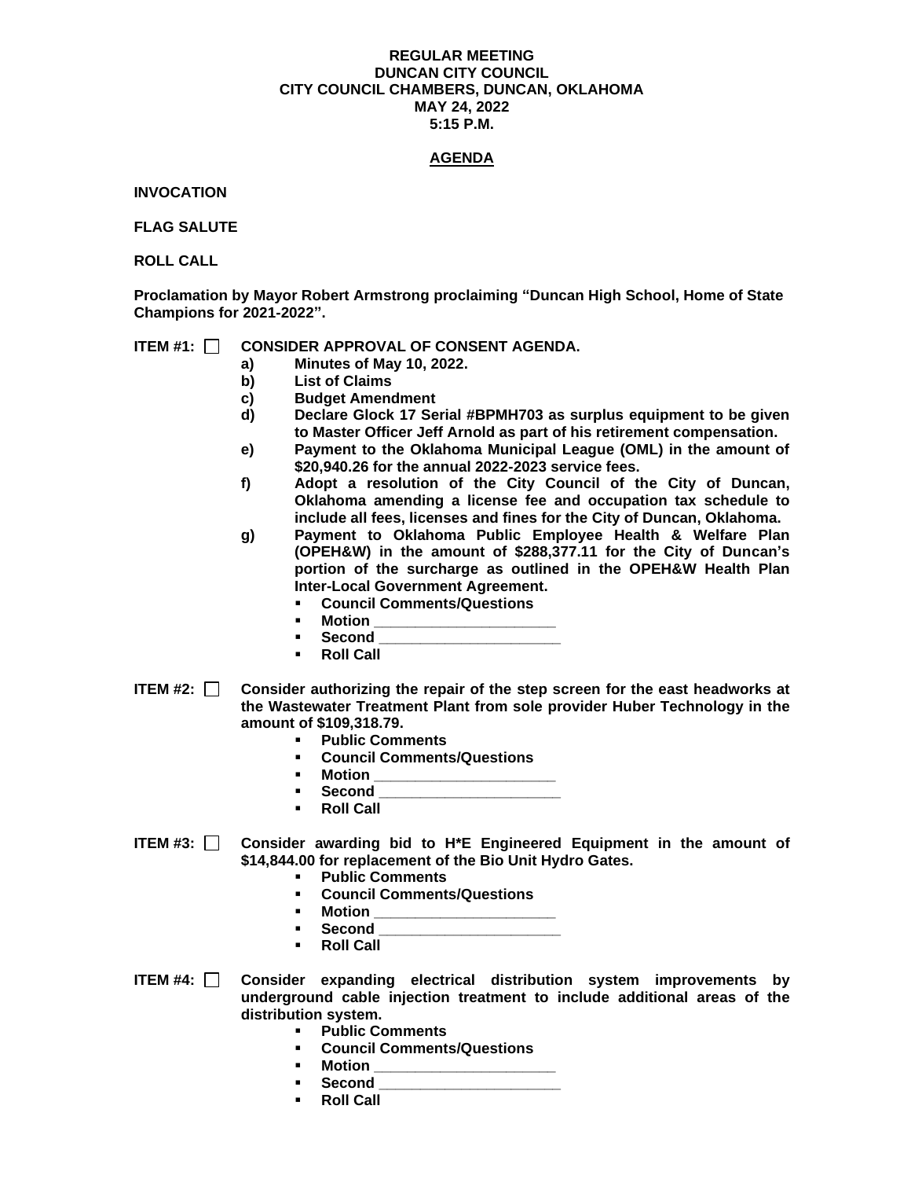**REGULAR MEETING**
**DUNCAN CITY COUNCIL**
**CITY COUNCIL CHAMBERS, DUNCAN, OKLAHOMA**
**MAY 24, 2022**
**5:15 P.M.**

**AGENDA**

**INVOCATION**

**FLAG SALUTE**

**ROLL CALL**

**Proclamation by Mayor Robert Armstrong proclaiming "Duncan High School, Home of State Champions for 2021-2022".**

**ITEM #1: ☐ CONSIDER APPROVAL OF CONSENT AGENDA.**

- **a) Minutes of May 10, 2022.**
- **b) List of Claims**
- **c) Budget Amendment**
- **d) Declare Glock 17 Serial #BPMH703 as surplus equipment to be given to Master Officer Jeff Arnold as part of his retirement compensation.**
- **e) Payment to the Oklahoma Municipal League (OML) in the amount of $20,940.26 for the annual 2022-2023 service fees.**
- **f) Adopt a resolution of the City Council of the City of Duncan, Oklahoma amending a license fee and occupation tax schedule to include all fees, licenses and fines for the City of Duncan, Oklahoma.**
- **g) Payment to Oklahoma Public Employee Health & Welfare Plan (OPEH&W) in the amount of $288,377.11 for the City of Duncan's portion of the surcharge as outlined in the OPEH&W Health Plan Inter-Local Government Agreement.**
  - **Council Comments/Questions**
  - **Motion ____________________**
  - **Second ____________________**
  - **Roll Call**

**ITEM #2: ☐ Consider authorizing the repair of the step screen for the east headworks at the Wastewater Treatment Plant from sole provider Huber Technology in the amount of $109,318.79.**

- **Public Comments**
- **Council Comments/Questions**
- **Motion ____________________**
- **Second ____________________**
- **Roll Call**

**ITEM #3: ☐ Consider awarding bid to H*E Engineered Equipment in the amount of $14,844.00 for replacement of the Bio Unit Hydro Gates.**

- **Public Comments**
- **Council Comments/Questions**
- **Motion ____________________**
- **Second ____________________**
- **Roll Call**

**ITEM #4: ☐ Consider expanding electrical distribution system improvements by underground cable injection treatment to include additional areas of the distribution system.**

- **Public Comments**
- **Council Comments/Questions**
- **Motion ____________________**
- **Second ____________________**
- **Roll Call**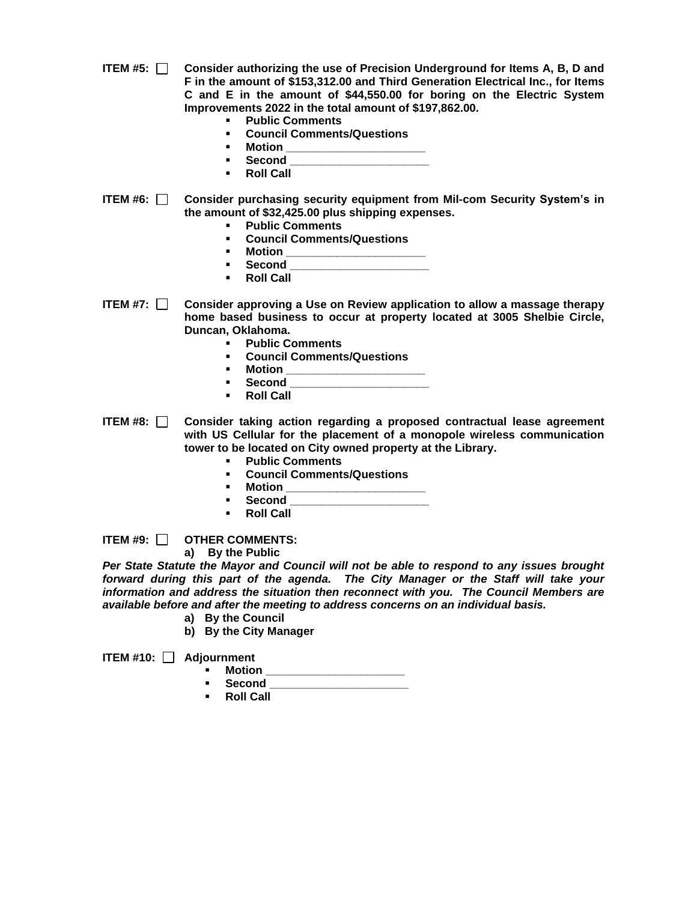**ITEM #5:** ☐ **Consider authorizing the use of Precision Underground for Items A, B, D and F in the amount of $153,312.00 and Third Generation Electrical Inc., for Items C and E in the amount of $44,550.00 for boring on the Electric System Improvements 2022 in the total amount of $197,862.00.**

- **Public Comments**
- **Council Comments/Questions**
- **Motion ______________________**
- **Second ______________________**
- **Roll Call**

**ITEM #6:** ☐ **Consider purchasing security equipment from Mil-com Security System's in the amount of $32,425.00 plus shipping expenses.**

- **Public Comments**
- **Council Comments/Questions**
- **Motion ______________________**
- **Second ______________________**
- **Roll Call**

**ITEM #7:** ☐ **Consider approving a Use on Review application to allow a massage therapy home based business to occur at property located at 3005 Shelbie Circle, Duncan, Oklahoma.**

- **Public Comments**
- **Council Comments/Questions**
- **Motion ______________________**
- **Second ______________________**
- **Roll Call**

**ITEM #8:** ☐ **Consider taking action regarding a proposed contractual lease agreement with US Cellular for the placement of a monopole wireless communication tower to be located on City owned property at the Library.**

- **Public Comments**
- **Council Comments/Questions**
- **Motion ______________________**
- **Second ______________________**
- **Roll Call**

**ITEM #9:** ☐ **OTHER COMMENTS:**

**a) By the Public**

***Per State Statute the Mayor and Council will not be able to respond to any issues brought forward during this part of the agenda. The City Manager or the Staff will take your information and address the situation then reconnect with you. The Council Members are available before and after the meeting to address concerns on an individual basis.***

**a) By the Council**

**b) By the City Manager**

**ITEM #10:** ☐ **Adjournment**

- **Motion ______________________**
- **Second ______________________**
- **Roll Call**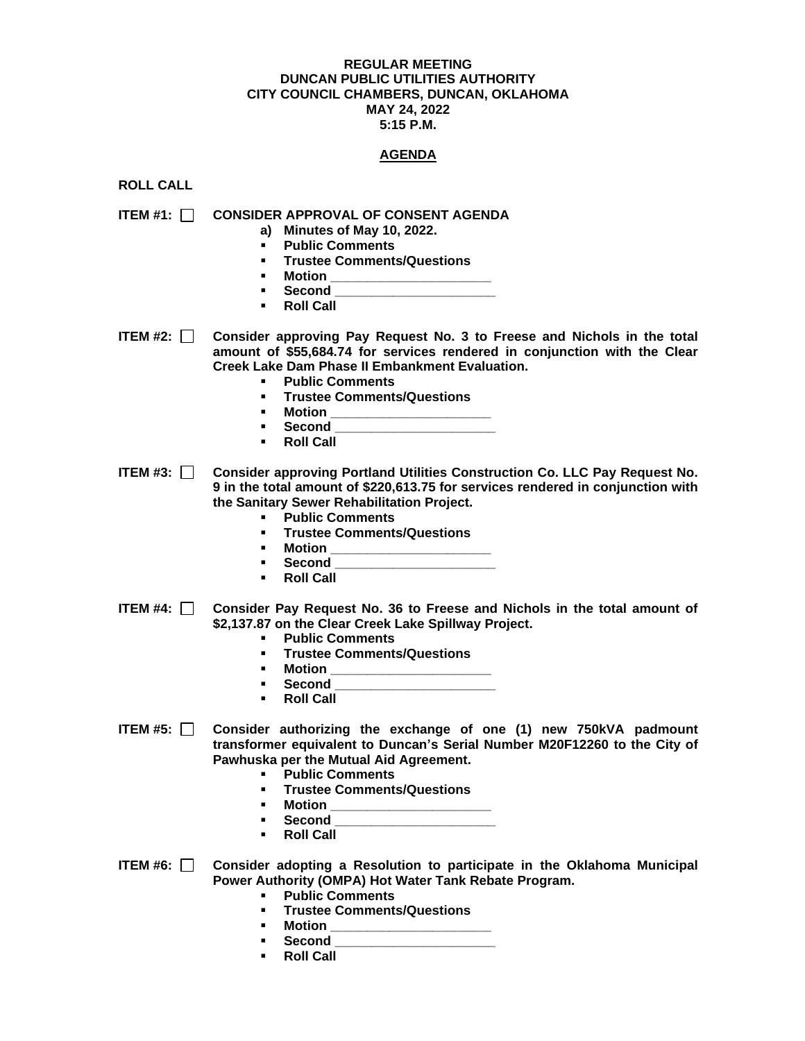**REGULAR MEETING**
**DUNCAN PUBLIC UTILITIES AUTHORITY**
**CITY COUNCIL CHAMBERS, DUNCAN, OKLAHOMA**
**MAY 24, 2022**
**5:15 P.M.**

## AGENDA

**ROLL CALL**

**ITEM #1:** ☐ **CONSIDER APPROVAL OF CONSENT AGENDA**

a) **Minutes of May 10, 2022.**

- **Public Comments**
- **Trustee Comments/Questions**
- **Motion ______________________**
- **Second ______________________**
- **Roll Call**

**ITEM #2:** ☐ **Consider approving Pay Request No. 3 to Freese and Nichols in the total amount of $55,684.74 for services rendered in conjunction with the Clear Creek Lake Dam Phase II Embankment Evaluation.**

- **Public Comments**
- **Trustee Comments/Questions**
- **Motion ______________________**
- **Second ______________________**
- **Roll Call**

**ITEM #3:** ☐ **Consider approving Portland Utilities Construction Co. LLC Pay Request No. 9 in the total amount of $220,613.75 for services rendered in conjunction with the Sanitary Sewer Rehabilitation Project.**

- **Public Comments**
- **Trustee Comments/Questions**
- **Motion ______________________**
- **Second ______________________**
- **Roll Call**

**ITEM #4:** ☐ **Consider Pay Request No. 36 to Freese and Nichols in the total amount of $2,137.87 on the Clear Creek Lake Spillway Project.**

- **Public Comments**
- **Trustee Comments/Questions**
- **Motion ______________________**
- **Second ______________________**
- **Roll Call**

**ITEM #5:** ☐ **Consider authorizing the exchange of one (1) new 750kVA padmount transformer equivalent to Duncan's Serial Number M20F12260 to the City of Pawhuska per the Mutual Aid Agreement.**

- **Public Comments**
- **Trustee Comments/Questions**
- **Motion ______________________**
- **Second ______________________**
- **Roll Call**

**ITEM #6:** ☐ **Consider adopting a Resolution to participate in the Oklahoma Municipal Power Authority (OMPA) Hot Water Tank Rebate Program.**

- **Public Comments**
- **Trustee Comments/Questions**
- **Motion ______________________**
- **Second ______________________**
- **Roll Call**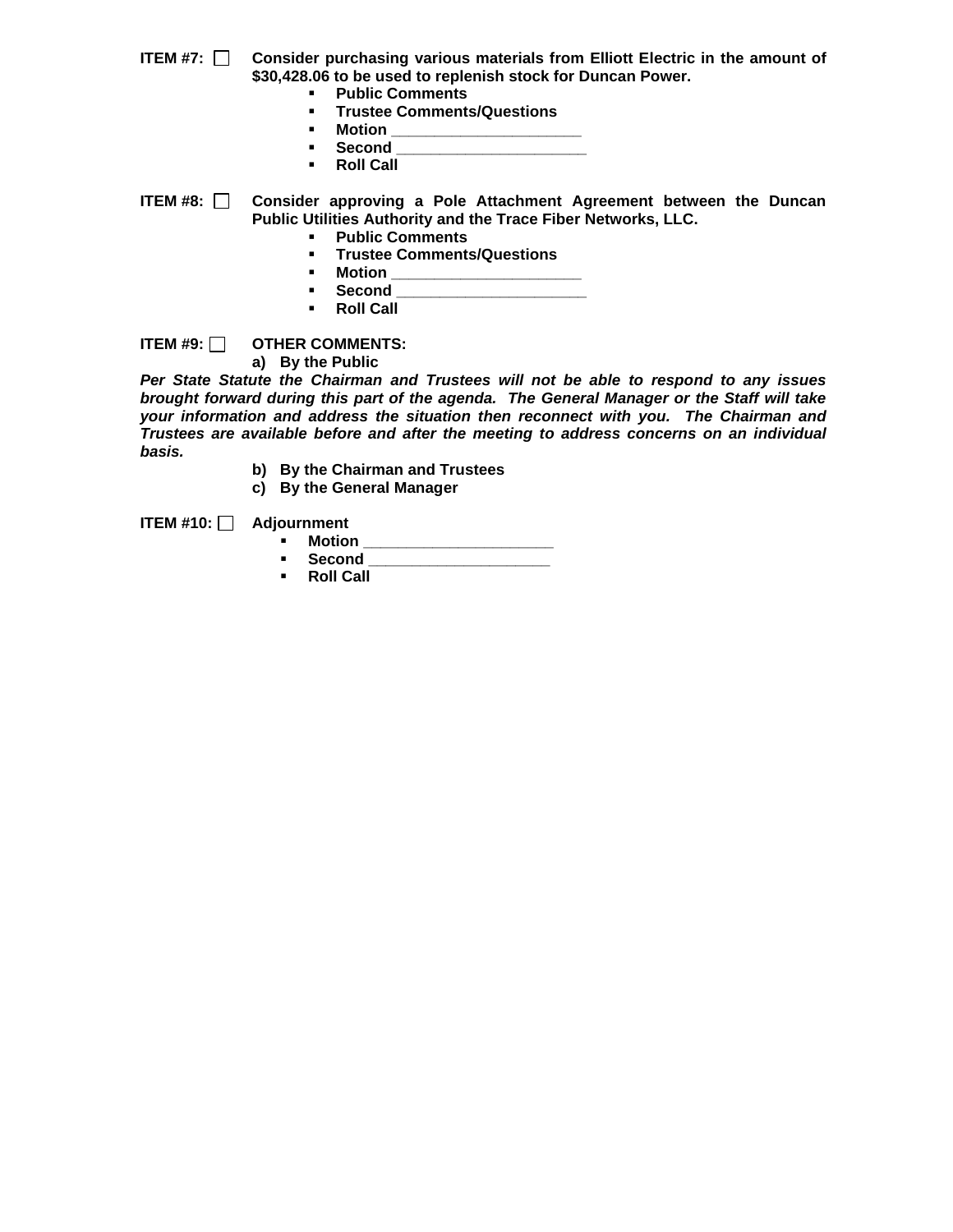**ITEM #7: ☐ Consider purchasing various materials from Elliott Electric in the amount of $30,428.06 to be used to replenish stock for Duncan Power.**

- **Public Comments**
- **Trustee Comments/Questions**
- **Motion ______________________**
- **Second ______________________**
- **Roll Call**

**ITEM #8: ☐ Consider approving a Pole Attachment Agreement between the Duncan Public Utilities Authority and the Trace Fiber Networks, LLC.**

- **Public Comments**
- **Trustee Comments/Questions**
- **Motion ______________________**
- **Second ______________________**
- **Roll Call**

**ITEM #9: ☐ OTHER COMMENTS:**

**a) By the Public**

***Per State Statute the Chairman and Trustees will not be able to respond to any issues brought forward during this part of the agenda. The General Manager or the Staff will take your information and address the situation then reconnect with you. The Chairman and Trustees are available before and after the meeting to address concerns on an individual basis.***

**b) By the Chairman and Trustees**

**c) By the General Manager**

**ITEM #10: ☐ Adjournment**

- **Motion ______________________**
- **Second ______________________**
- **Roll Call**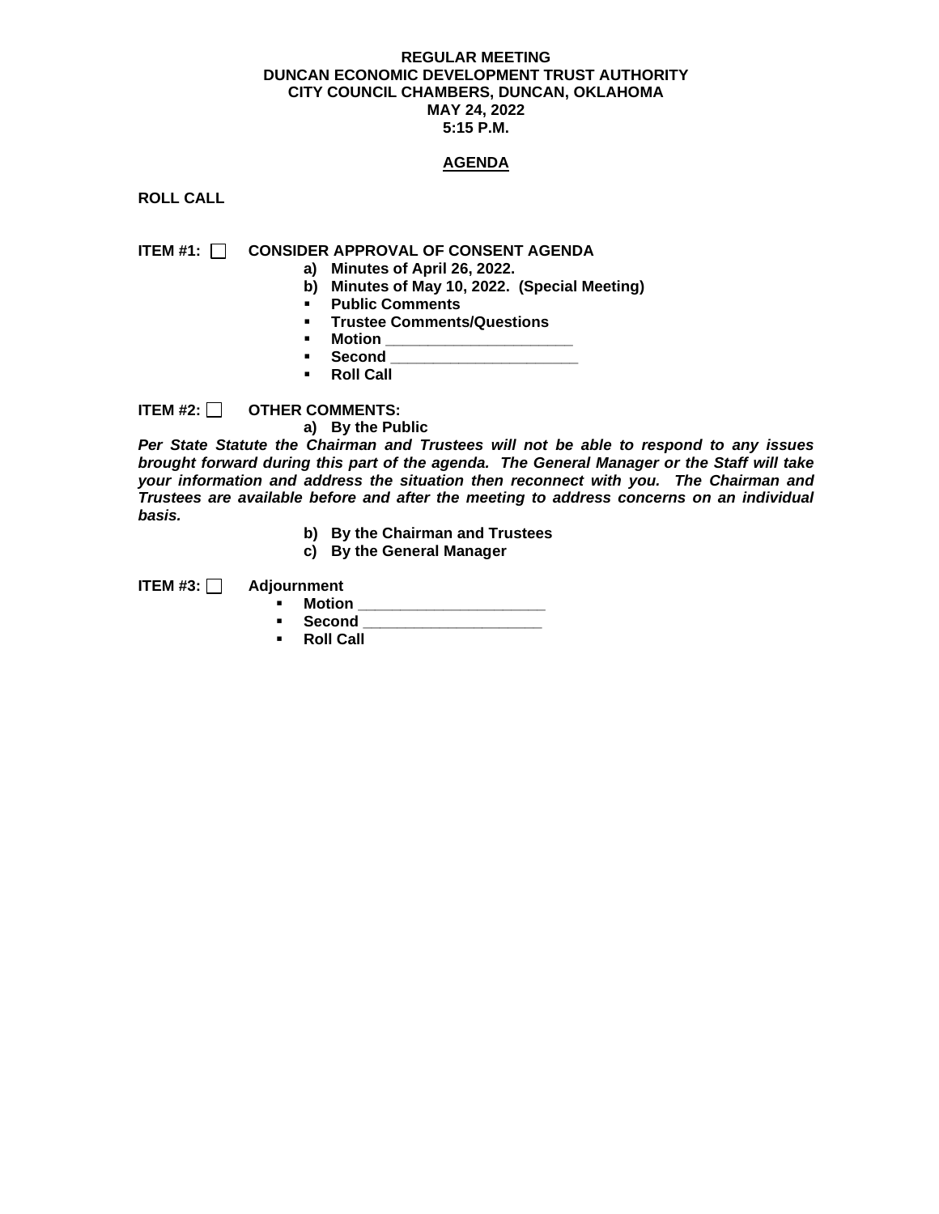**REGULAR MEETING**
**DUNCAN ECONOMIC DEVELOPMENT TRUST AUTHORITY**
**CITY COUNCIL CHAMBERS, DUNCAN, OKLAHOMA**
**MAY 24, 2022**
**5:15 P.M.**

**AGENDA**

**ROLL CALL**

**ITEM #1: ☐ CONSIDER APPROVAL OF CONSENT AGENDA**

- **a) Minutes of April 26, 2022.**
- **b) Minutes of May 10, 2022. (Special Meeting)**
- **Public Comments**
- **Trustee Comments/Questions**
- **Motion _____________________**
- **Second _____________________**
- **Roll Call**

**ITEM #2: ☐ OTHER COMMENTS:**

- **a) By the Public**

***Per State Statute the Chairman and Trustees will not be able to respond to any issues brought forward during this part of the agenda. The General Manager or the Staff will take your information and address the situation then reconnect with you. The Chairman and Trustees are available before and after the meeting to address concerns on an individual basis.***

- **b) By the Chairman and Trustees**
- **c) By the General Manager**

**ITEM #3: ☐ Adjournment**

- **Motion _____________________**
- **Second _____________________**
- **Roll Call**